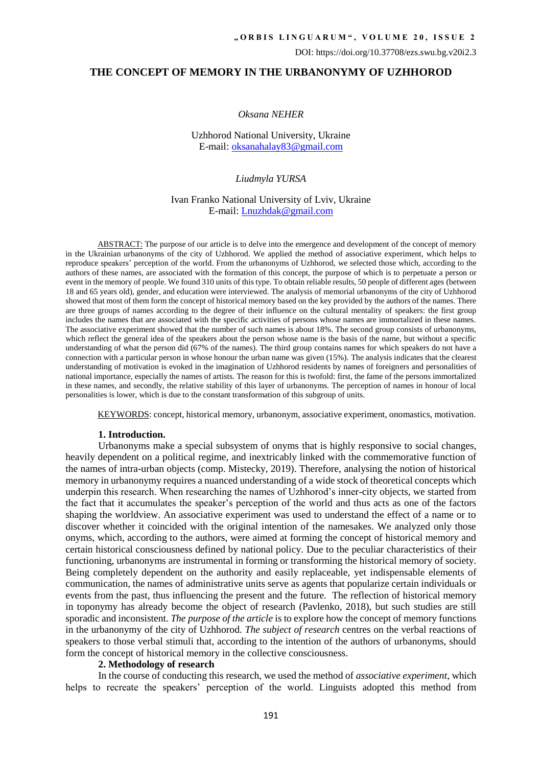# THE CONCEPT OF MEMORY IN THE URBANONYMY OF UZHHOROD

*Oksana NEHER*

Uzhhorod National University, Ukraine
E-mail: oksanahalay83@gmail.com

*Liudmyla YURSA*

Ivan Franko National University of Lviv, Ukraine
E-mail: Lnuzhdak@gmail.com

ABSTRACT: The purpose of our article is to delve into the emergence and development of the concept of memory in the Ukrainian urbanonyms of the city of Uzhhorod. We applied the method of associative experiment, which helps to reproduce speakers' perception of the world. From the urbanonyms of Uzhhorod, we selected those which, according to the authors of these names, are associated with the formation of this concept, the purpose of which is to perpetuate a person or event in the memory of people. We found 310 units of this type. To obtain reliable results, 50 people of different ages (between 18 and 65 years old), gender, and education were interviewed. The analysis of memorial urbanonyms of the city of Uzhhorod showed that most of them form the concept of historical memory based on the key provided by the authors of the names. There are three groups of names according to the degree of their influence on the cultural mentality of speakers: the first group includes the names that are associated with the specific activities of persons whose names are immortalized in these names. The associative experiment showed that the number of such names is about 18%. The second group consists of urbanonyms, which reflect the general idea of the speakers about the person whose name is the basis of the name, but without a specific understanding of what the person did (67% of the names). The third group contains names for which speakers do not have a connection with a particular person in whose honour the urban name was given (15%). The analysis indicates that the clearest understanding of motivation is evoked in the imagination of Uzhhorod residents by names of foreigners and personalities of national importance, especially the names of artists. The reason for this is twofold: first, the fame of the persons immortalized in these names, and secondly, the relative stability of this layer of urbanonyms. The perception of names in honour of local personalities is lower, which is due to the constant transformation of this subgroup of units.

KEYWORDS: concept, historical memory, urbanonym, associative experiment, onomastics, motivation.

## 1. Introduction.

Urbanonyms make a special subsystem of onyms that is highly responsive to social changes, heavily dependent on a political regime, and inextricably linked with the commemorative function of the names of intra-urban objects (comp. Mistecky, 2019). Therefore, analysing the notion of historical memory in urbanonymy requires a nuanced understanding of a wide stock of theoretical concepts which underpin this research. When researching the names of Uzhhorod's inner-city objects, we started from the fact that it accumulates the speaker's perception of the world and thus acts as one of the factors shaping the worldview. An associative experiment was used to understand the effect of a name or to discover whether it coincided with the original intention of the namesakes. We analyzed only those onyms, which, according to the authors, were aimed at forming the concept of historical memory and certain historical consciousness defined by national policy. Due to the peculiar characteristics of their functioning, urbanonyms are instrumental in forming or transforming the historical memory of society. Being completely dependent on the authority and easily replaceable, yet indispensable elements of communication, the names of administrative units serve as agents that popularize certain individuals or events from the past, thus influencing the present and the future. The reflection of historical memory in toponymy has already become the object of research (Pavlenko, 2018), but such studies are still sporadic and inconsistent. *The purpose of the article* is to explore how the concept of memory functions in the urbanonymy of the city of Uzhhorod. *The subject of research* centres on the verbal reactions of speakers to those verbal stimuli that, according to the intention of the authors of urbanonyms, should form the concept of historical memory in the collective consciousness.

## 2. Methodology of research

In the course of conducting this research, we used the method of *associative experiment*, which helps to recreate the speakers' perception of the world. Linguists adopted this method from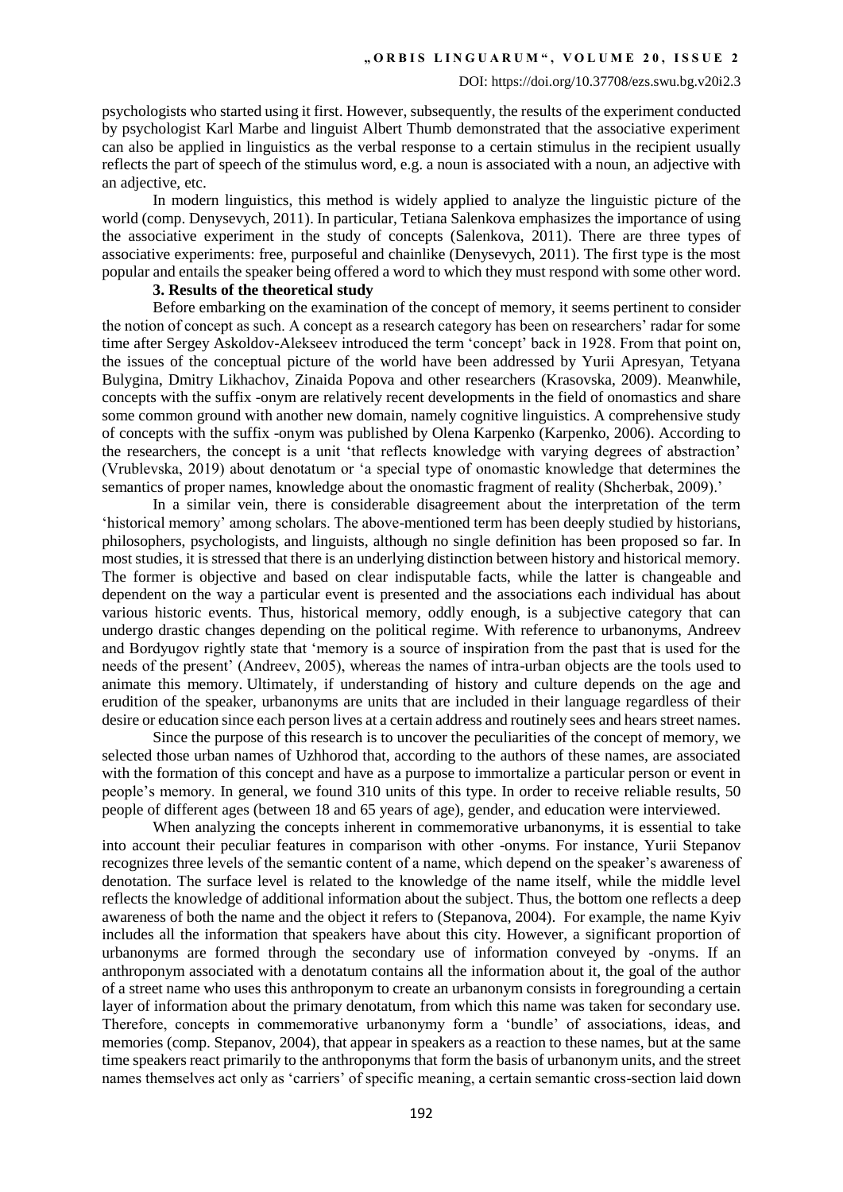psychologists who started using it first. However, subsequently, the results of the experiment conducted by psychologist Karl Marbe and linguist Albert Thumb demonstrated that the associative experiment can also be applied in linguistics as the verbal response to a certain stimulus in the recipient usually reflects the part of speech of the stimulus word, e.g. a noun is associated with a noun, an adjective with an adjective, etc.

In modern linguistics, this method is widely applied to analyze the linguistic picture of the world (comp. Denysevych, 2011). In particular, Tetiana Salenkova emphasizes the importance of using the associative experiment in the study of concepts (Salenkova, 2011). There are three types of associative experiments: free, purposeful and chainlike (Denysevych, 2011). The first type is the most popular and entails the speaker being offered a word to which they must respond with some other word.

### 3. Results of the theoretical study

Before embarking on the examination of the concept of memory, it seems pertinent to consider the notion of concept as such. A concept as a research category has been on researchers' radar for some time after Sergey Askoldov-Alekseev introduced the term 'concept' back in 1928. From that point on, the issues of the conceptual picture of the world have been addressed by Yurii Apresyan, Tetyana Bulygina, Dmitry Likhachov, Zinaida Popova and other researchers (Krasovska, 2009). Meanwhile, concepts with the suffix -onym are relatively recent developments in the field of onomastics and share some common ground with another new domain, namely cognitive linguistics. A comprehensive study of concepts with the suffix -onym was published by Olena Karpenko (Karpenko, 2006). According to the researchers, the concept is a unit 'that reflects knowledge with varying degrees of abstraction' (Vrublevska, 2019) about denotatum or 'a special type of onomastic knowledge that determines the semantics of proper names, knowledge about the onomastic fragment of reality (Shcherbak, 2009).'

In a similar vein, there is considerable disagreement about the interpretation of the term 'historical memory' among scholars. The above-mentioned term has been deeply studied by historians, philosophers, psychologists, and linguists, although no single definition has been proposed so far. In most studies, it is stressed that there is an underlying distinction between history and historical memory. The former is objective and based on clear indisputable facts, while the latter is changeable and dependent on the way a particular event is presented and the associations each individual has about various historic events. Thus, historical memory, oddly enough, is a subjective category that can undergo drastic changes depending on the political regime. With reference to urbanonyms, Andreev and Bordyugov rightly state that 'memory is a source of inspiration from the past that is used for the needs of the present' (Andreev, 2005), whereas the names of intra-urban objects are the tools used to animate this memory. Ultimately, if understanding of history and culture depends on the age and erudition of the speaker, urbanonyms are units that are included in their language regardless of their desire or education since each person lives at a certain address and routinely sees and hears street names.

Since the purpose of this research is to uncover the peculiarities of the concept of memory, we selected those urban names of Uzhhorod that, according to the authors of these names, are associated with the formation of this concept and have as a purpose to immortalize a particular person or event in people's memory. In general, we found 310 units of this type. In order to receive reliable results, 50 people of different ages (between 18 and 65 years of age), gender, and education were interviewed.

When analyzing the concepts inherent in commemorative urbanonyms, it is essential to take into account their peculiar features in comparison with other -onyms. For instance, Yurii Stepanov recognizes three levels of the semantic content of a name, which depend on the speaker's awareness of denotation. The surface level is related to the knowledge of the name itself, while the middle level reflects the knowledge of additional information about the subject. Thus, the bottom one reflects a deep awareness of both the name and the object it refers to (Stepanova, 2004). For example, the name Kyiv includes all the information that speakers have about this city. However, a significant proportion of urbanonyms are formed through the secondary use of information conveyed by -onyms. If an anthroponym associated with a denotatum contains all the information about it, the goal of the author of a street name who uses this anthroponym to create an urbanonym consists in foregrounding a certain layer of information about the primary denotatum, from which this name was taken for secondary use. Therefore, concepts in commemorative urbanonymy form a 'bundle' of associations, ideas, and memories (comp. Stepanov, 2004), that appear in speakers as a reaction to these names, but at the same time speakers react primarily to the anthroponyms that form the basis of urbanonym units, and the street names themselves act only as 'carriers' of specific meaning, a certain semantic cross-section laid down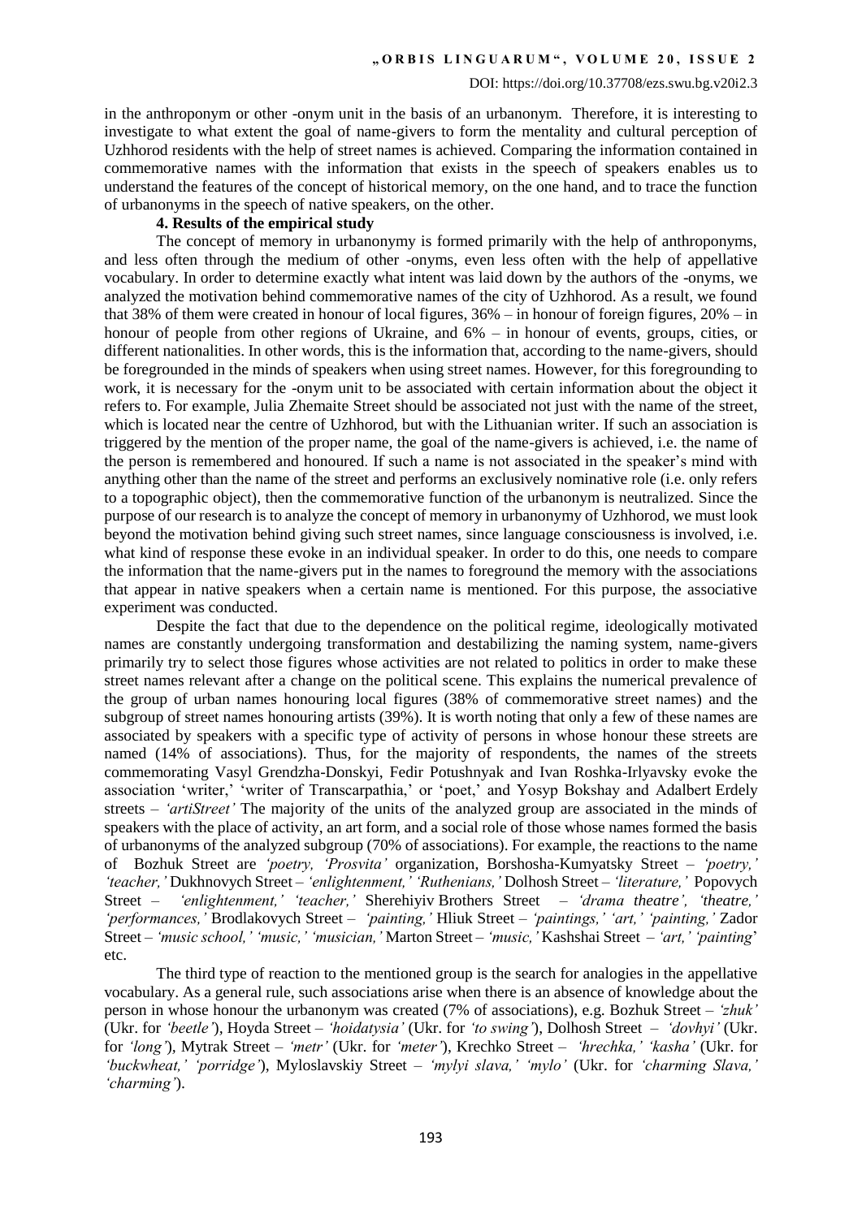in the anthroponym or other -onym unit in the basis of an urbanonym. Therefore, it is interesting to investigate to what extent the goal of name-givers to form the mentality and cultural perception of Uzhhorod residents with the help of street names is achieved. Comparing the information contained in commemorative names with the information that exists in the speech of speakers enables us to understand the features of the concept of historical memory, on the one hand, and to trace the function of urbanonyms in the speech of native speakers, on the other.

**4. Results of the empirical study**

The concept of memory in urbanonymy is formed primarily with the help of anthroponyms, and less often through the medium of other -onyms, even less often with the help of appellative vocabulary. In order to determine exactly what intent was laid down by the authors of the -onyms, we analyzed the motivation behind commemorative names of the city of Uzhhorod. As a result, we found that 38% of them were created in honour of local figures, 36% – in honour of foreign figures, 20% – in honour of people from other regions of Ukraine, and 6% – in honour of events, groups, cities, or different nationalities. In other words, this is the information that, according to the name-givers, should be foregrounded in the minds of speakers when using street names. However, for this foregrounding to work, it is necessary for the -onym unit to be associated with certain information about the object it refers to. For example, Julia Zhemaite Street should be associated not just with the name of the street, which is located near the centre of Uzhhorod, but with the Lithuanian writer. If such an association is triggered by the mention of the proper name, the goal of the name-givers is achieved, i.e. the name of the person is remembered and honoured. If such a name is not associated in the speaker's mind with anything other than the name of the street and performs an exclusively nominative role (i.e. only refers to a topographic object), then the commemorative function of the urbanonym is neutralized. Since the purpose of our research is to analyze the concept of memory in urbanonymy of Uzhhorod, we must look beyond the motivation behind giving such street names, since language consciousness is involved, i.e. what kind of response these evoke in an individual speaker. In order to do this, one needs to compare the information that the name-givers put in the names to foreground the memory with the associations that appear in native speakers when a certain name is mentioned. For this purpose, the associative experiment was conducted.

Despite the fact that due to the dependence on the political regime, ideologically motivated names are constantly undergoing transformation and destabilizing the naming system, name-givers primarily try to select those figures whose activities are not related to politics in order to make these street names relevant after a change on the political scene. This explains the numerical prevalence of the group of urban names honouring local figures (38% of commemorative street names) and the subgroup of street names honouring artists (39%). It is worth noting that only a few of these names are associated by speakers with a specific type of activity of persons in whose honour these streets are named (14% of associations). Thus, for the majority of respondents, the names of the streets commemorating Vasyl Grendzha-Donskyi, Fedir Potushnyak and Ivan Roshka-Irlyavsky evoke the association 'writer,' 'writer of Transcarpathia,' or 'poet,' and Yosyp Bokshay and Adalbert Erdely streets – *'artiStreet'* The majority of the units of the analyzed group are associated in the minds of speakers with the place of activity, an art form, and a social role of those whose names formed the basis of urbanonyms of the analyzed subgroup (70% of associations). For example, the reactions to the name of Bozhuk Street are *'poetry, 'Prosvita'* organization, Borshosha-Kumyatsky Street – *'poetry,' 'teacher,'* Dukhnovych Street – *'enlightenment,' 'Ruthenians,'* Dolhosh Street – *'literature,'* Popovych Street – *'enlightenment,' 'teacher,'* Sherehiyiv Brothers Street – *'drama theatre', 'theatre,' 'performances,'* Brodlakovych Street – *'painting,'* Hliuk Street – *'paintings,' 'art,' 'painting,'* Zador Street – *'music school,' 'music,' 'musician,'* Marton Street – *'music,'* Kashshai Street – *'art,' 'painting'* etc.

The third type of reaction to the mentioned group is the search for analogies in the appellative vocabulary. As a general rule, such associations arise when there is an absence of knowledge about the person in whose honour the urbanonym was created (7% of associations), e.g. Bozhuk Street – *'zhuk'* (Ukr. for *'beetle'*), Hoyda Street – *'hoidatysia'* (Ukr. for *'to swing'*), Dolhosh Street – *'dovhyi'* (Ukr. for *'long'*), Mytrak Street – *'metr'* (Ukr. for *'meter'*), Krechko Street – *'hrechka,' 'kasha'* (Ukr. for *'buckwheat,' 'porridge'*), Myloslavskiy Street – *'mylyi slava,' 'mylo'* (Ukr. for *'charming Slava,' 'charming'*).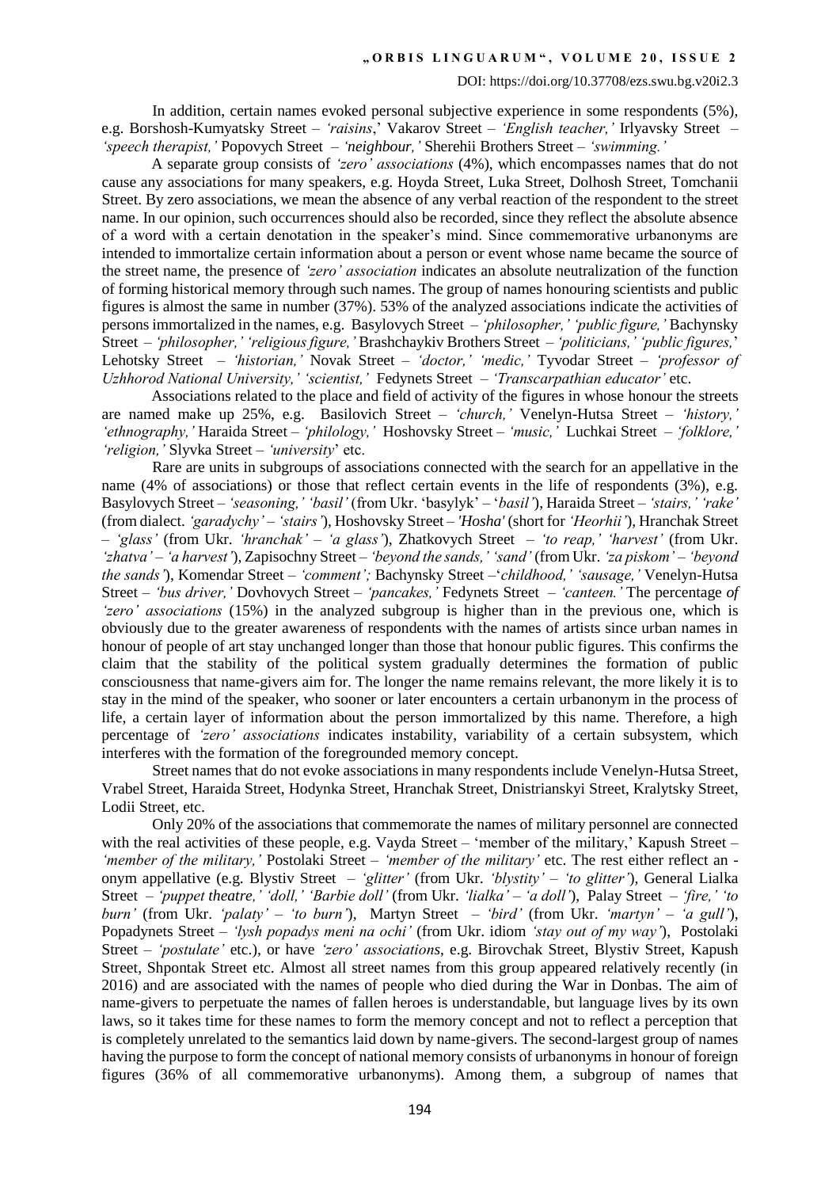In addition, certain names evoked personal subjective experience in some respondents (5%), e.g. Borshosh-Kumyatsky Street – *'raisins*,' Vakarov Street – *'English teacher,'* Irlyavsky Street – *'speech therapist,'* Popovych Street – *'neighbour,'* Sherehii Brothers Street – *'swimming.'*

A separate group consists of *'zero' associations* (4%), which encompasses names that do not cause any associations for many speakers, e.g. Hoyda Street, Luka Street, Dolhosh Street, Tomchanii Street. By zero associations, we mean the absence of any verbal reaction of the respondent to the street name. In our opinion, such occurrences should also be recorded, since they reflect the absolute absence of a word with a certain denotation in the speaker's mind. Since commemorative urbanonyms are intended to immortalize certain information about a person or event whose name became the source of the street name, the presence of *'zero' association* indicates an absolute neutralization of the function of forming historical memory through such names. The group of names honouring scientists and public figures is almost the same in number (37%). 53% of the analyzed associations indicate the activities of persons immortalized in the names, e.g. Basylovych Street – *'philosopher,' 'public figure,'* Bachynsky Street – *'philosopher,' 'religious figure,'* Brashchaykiv Brothers Street – *'politicians,' 'public figures,*' Lehotsky Street – *'historian,'* Novak Street – *'doctor,' 'medic,'* Tyvodar Street – *'professor of Uzhhorod National University,' 'scientist,'* Fedynets Street – *'Transcarpathian educator'* etc.

Associations related to the place and field of activity of the figures in whose honour the streets are named make up 25%, e.g. Basilovich Street – *'church,'* Venelyn-Hutsa Street – *'history,' 'ethnography,'* Haraida Street – *'philology,'* Hoshovsky Street – *'music,'* Luchkai Street – *'folklore,' 'religion,'* Slyvka Street – *'university*' etc.

Rare are units in subgroups of associations connected with the search for an appellative in the name (4% of associations) or those that reflect certain events in the life of respondents (3%), e.g. Basylovych Street – *'seasoning,' 'basil'* (from Ukr. 'basylyk' – '*basil'*), Haraida Street – *'stairs,' 'rake'* (from dialect. *'garadychy' – 'stairs'*), Hoshovsky Street – *'Hosha'* (short for *'Heorhii'*), Hranchak Street – *'glass'* (from Ukr. *'hranchak' – 'a glass'*), Zhatkovych Street – *'to reap,' 'harvest'* (from Ukr. *'zhatva' – 'a harvest'*), Zapisochny Street – *'beyond the sands,' 'sand'* (from Ukr. *'za piskom' – 'beyond the sands'*), Komendar Street – *'comment';* Bachynsky Street –'*childhood,' 'sausage,'* Venelyn-Hutsa Street – *'bus driver,'* Dovhovych Street – *'pancakes,'* Fedynets Street – *'canteen.'* The percentage *of 'zero' associations* (15%) in the analyzed subgroup is higher than in the previous one, which is obviously due to the greater awareness of respondents with the names of artists since urban names in honour of people of art stay unchanged longer than those that honour public figures. This confirms the claim that the stability of the political system gradually determines the formation of public consciousness that name-givers aim for. The longer the name remains relevant, the more likely it is to stay in the mind of the speaker, who sooner or later encounters a certain urbanonym in the process of life, a certain layer of information about the person immortalized by this name. Therefore, a high percentage of *'zero' associations* indicates instability, variability of a certain subsystem, which interferes with the formation of the foregrounded memory concept.

Street names that do not evoke associations in many respondents include Venelyn-Hutsa Street, Vrabel Street, Haraida Street, Hodynka Street, Hranchak Street, Dnistrianskyi Street, Kralytsky Street, Lodii Street, etc.

Only 20% of the associations that commemorate the names of military personnel are connected with the real activities of these people, e.g. Vayda Street – 'member of the military,' Kapush Street – *'member of the military,'* Postolaki Street – *'member of the military'* etc. The rest either reflect an -onym appellative (e.g. Blystiv Street – *'glitter'* (from Ukr. *'blystity' – 'to glitter'*), General Lialka Street – *'puppet theatre,' 'doll,' 'Barbie doll'* (from Ukr. *'lialka' – 'a doll'*), Palay Street – *'fire,' 'to burn'* (from Ukr. *'palaty' – 'to burn'*), Martyn Street – *'bird'* (from Ukr. *'martyn' – 'a gull'*), Popadynets Street – *'lysh popadys meni na ochi'* (from Ukr. idiom *'stay out of my way'*), Postolaki Street – *'postulate'* etc.), or have *'zero' associations*, e.g. Birovchak Street, Blystiv Street, Kapush Street, Shpontak Street etc. Almost all street names from this group appeared relatively recently (in 2016) and are associated with the names of people who died during the War in Donbas. The aim of name-givers to perpetuate the names of fallen heroes is understandable, but language lives by its own laws, so it takes time for these names to form the memory concept and not to reflect a perception that is completely unrelated to the semantics laid down by name-givers. The second-largest group of names having the purpose to form the concept of national memory consists of urbanonyms in honour of foreign figures (36% of all commemorative urbanonyms). Among them, a subgroup of names that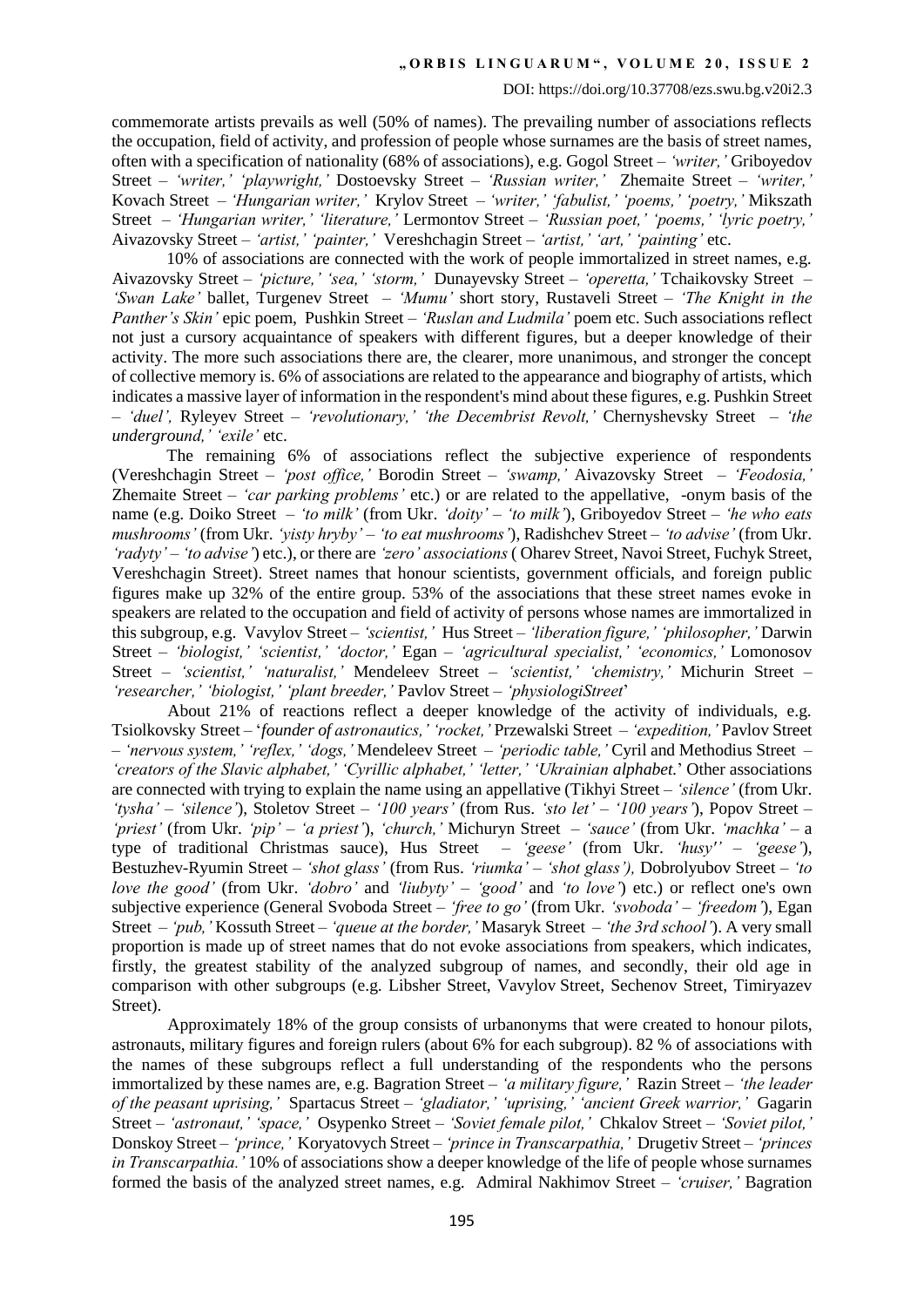commemorate artists prevails as well (50% of names). The prevailing number of associations reflects the occupation, field of activity, and profession of people whose surnames are the basis of street names, often with a specification of nationality (68% of associations), e.g. Gogol Street – *'writer,'* Griboyedov Street – *'writer,' 'playwright,'* Dostoevsky Street – *'Russian writer,'* Zhemaite Street – *'writer,'* Kovach Street – *'Hungarian writer,'* Krylov Street – *'writer,' 'fabulist,' 'poems,' 'poetry,'* Mikszath Street – *'Hungarian writer,' 'literature,'* Lermontov Street – *'Russian poet,' 'poems,' 'lyric poetry,'* Aivazovsky Street – *'artist,' 'painter,'* Vereshchagin Street – *'artist,' 'art,' 'painting'* etc.

10% of associations are connected with the work of people immortalized in street names, e.g. Aivazovsky Street – *'picture,' 'sea,' 'storm,'* Dunayevsky Street – *'operetta,'* Tchaikovsky Street – *'Swan Lake'* ballet, Turgenev Street – *'Mumu'* short story, Rustaveli Street – *'The Knight in the Panther's Skin'* epic poem, Pushkin Street – *'Ruslan and Ludmila'* poem etc. Such associations reflect not just a cursory acquaintance of speakers with different figures, but a deeper knowledge of their activity. The more such associations there are, the clearer, more unanimous, and stronger the concept of collective memory is. 6% of associations are related to the appearance and biography of artists, which indicates a massive layer of information in the respondent's mind about these figures, e.g. Pushkin Street – *'duel',* Ryleyev Street – *'revolutionary,' 'the Decembrist Revolt,'* Chernyshevsky Street – *'the underground,' 'exile'* etc.

The remaining 6% of associations reflect the subjective experience of respondents (Vereshchagin Street – *'post office,'* Borodin Street – *'swamp,'* Aivazovsky Street – *'Feodosia,'* Zhemaite Street – *'car parking problems'* etc.) or are related to the appellative, -onym basis of the name (e.g. Doiko Street – *'to milk'* (from Ukr. *'doity' – 'to milk'*), Griboyedov Street – *'he who eats mushrooms'* (from Ukr. *'yisty hryby' – 'to eat mushrooms'*), Radishchev Street – *'to advise'* (from Ukr. *'radyty' – 'to advise'*) etc.), or there are *'zero' associations* ( Oharev Street, Navoi Street, Fuchyk Street, Vereshchagin Street). Street names that honour scientists, government officials, and foreign public figures make up 32% of the entire group. 53% of the associations that these street names evoke in speakers are related to the occupation and field of activity of persons whose names are immortalized in this subgroup, e.g. Vavylov Street – *'scientist,'* Hus Street – *'liberation figure,' 'philosopher,'* Darwin Street – *'biologist,' 'scientist,' 'doctor,'* Egan – *'agricultural specialist,' 'economics,'* Lomonosov Street – *'scientist,' 'naturalist,'* Mendeleev Street – *'scientist,' 'chemistry,'* Michurin Street – *'researcher,' 'biologist,' 'plant breeder,'* Pavlov Street – *'physiologiStreet*'

About 21% of reactions reflect a deeper knowledge of the activity of individuals, e.g. Tsiolkovsky Street – '*founder of astronautics,' 'rocket,'* Przewalski Street – *'expedition,'* Pavlov Street – *'nervous system,' 'reflex,' 'dogs,'* Mendeleev Street – *'periodic table,'* Cyril and Methodius Street – *'creators of the Slavic alphabet,' 'Cyrillic alphabet,' 'letter,' 'Ukrainian alphabet.*' Other associations are connected with trying to explain the name using an appellative (Tikhyi Street – *'silence'* (from Ukr. *'tysha' – 'silence'*), Stoletov Street – *'100 years'* (from Rus. *'sto let' – '100 years'*), Popov Street – *'priest'* (from Ukr. *'pip' – 'a priest'*), *'church,'* Michuryn Street – *'sauce'* (from Ukr. *'machka'* – a type of traditional Christmas sauce), Hus Street – *'geese'* (from Ukr. *'husy'' – 'geese'*), Bestuzhev-Ryumin Street – *'shot glass'* (from Rus. *'riumka' – 'shot glass'),* Dobrolyubov Street – *'to love the good'* (from Ukr. *'dobro'* and *'liubyty' – 'good'* and *'to love'*) etc.) or reflect one's own subjective experience (General Svoboda Street – *'free to go'* (from Ukr. *'svoboda' – 'freedom'*), Egan Street – *'pub,'* Kossuth Street – *'queue at the border,'* Masaryk Street – *'the 3rd school'*). A very small proportion is made up of street names that do not evoke associations from speakers, which indicates, firstly, the greatest stability of the analyzed subgroup of names, and secondly, their old age in comparison with other subgroups (e.g. Libsher Street, Vavylov Street, Sechenov Street, Timiryazev Street).

Approximately 18% of the group consists of urbanonyms that were created to honour pilots, astronauts, military figures and foreign rulers (about 6% for each subgroup). 82 % of associations with the names of these subgroups reflect a full understanding of the respondents who the persons immortalized by these names are, e.g. Bagration Street – *'a military figure,'* Razin Street – *'the leader of the peasant uprising,'* Spartacus Street – *'gladiator,' 'uprising,' 'ancient Greek warrior,'* Gagarin Street – *'astronaut,' 'space,'* Osypenko Street – *'Soviet female pilot,'* Chkalov Street – *'Soviet pilot,'* Donskoy Street – *'prince,'* Koryatovych Street – *'prince in Transcarpathia,'* Drugetiv Street – *'princes in Transcarpathia.'* 10% of associations show a deeper knowledge of the life of people whose surnames formed the basis of the analyzed street names, e.g. Admiral Nakhimov Street – *'cruiser,'* Bagration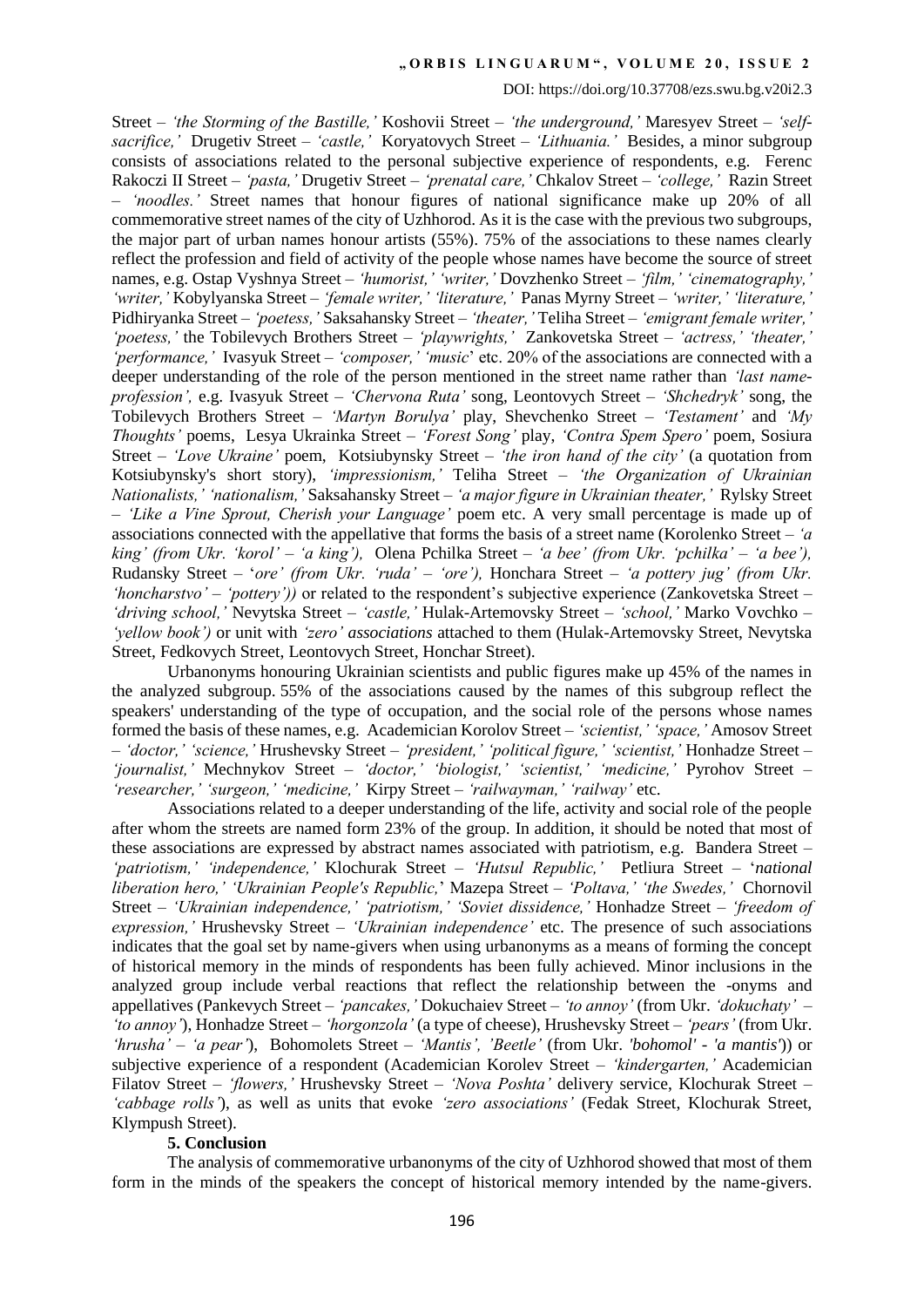Street – *'the Storming of the Bastille,'* Koshovii Street – *'the underground,'* Maresyev Street – *'self-sacrifice,'* Drugetiv Street – *'castle,'* Koryatovych Street – *'Lithuania.'* Besides, a minor subgroup consists of associations related to the personal subjective experience of respondents, e.g. Ferenc Rakoczi II Street – *'pasta,'* Drugetiv Street – *'prenatal care,'* Chkalov Street – *'college,'* Razin Street – *'noodles.'* Street names that honour figures of national significance make up 20% of all commemorative street names of the city of Uzhhorod. As it is the case with the previous two subgroups, the major part of urban names honour artists (55%). 75% of the associations to these names clearly reflect the profession and field of activity of the people whose names have become the source of street names, e.g. Ostap Vyshnya Street – *'humorist,' 'writer,'* Dovzhenko Street – *'film,' 'cinematography,' 'writer,'* Kobylyanska Street – *'female writer,' 'literature,'* Panas Myrny Street – *'writer,' 'literature,'* Pidhiryanka Street – *'poetess,'* Saksahansky Street – *'theater,'* Teliha Street – *'emigrant female writer,' 'poetess,'* the Tobilevych Brothers Street – *'playwrights,'* Zankovetska Street – *'actress,' 'theater,' 'performance,'* Ivasyuk Street – *'composer,' 'music'* etc. 20% of the associations are connected with a deeper understanding of the role of the person mentioned in the street name rather than *'last name-profession',* e.g. Ivasyuk Street – *'Chervona Ruta'* song, Leontovych Street – *'Shchedryk'* song, the Tobilevych Brothers Street – *'Martyn Borulya'* play, Shevchenko Street – *'Testament'* and *'My Thoughts'* poems, Lesya Ukrainka Street – *'Forest Song'* play, *'Contra Spem Spero'* poem, Sosiura Street – *'Love Ukraine'* poem, Kotsiubynsky Street – *'the iron hand of the city'* (a quotation from Kotsiubynsky's short story), *'impressionism,'* Teliha Street – *'the Organization of Ukrainian Nationalists,' 'nationalism,'* Saksahansky Street – *'a major figure in Ukrainian theater,'* Rylsky Street – *'Like a Vine Sprout, Cherish your Language'* poem etc. A very small percentage is made up of associations connected with the appellative that forms the basis of a street name (Korolenko Street – *'a king' (from Ukr. 'korol' – 'a king'),* Olena Pchilka Street – *'a bee' (from Ukr. 'pchilka' – 'a bee'),* Rudansky Street – '*ore' (from Ukr. 'ruda' – 'ore'),* Honchara Street – *'a pottery jug' (from Ukr. 'honcharstvo' – 'pottery'))* or related to the respondent's subjective experience (Zankovetska Street – *'driving school,'* Nevytska Street – *'castle,'* Hulak-Artemovsky Street – *'school,'* Marko Vovchko – *'yellow book')* or unit with *'zero' associations* attached to them (Hulak-Artemovsky Street, Nevytska Street, Fedkovych Street, Leontovych Street, Honchar Street).

Urbanonyms honouring Ukrainian scientists and public figures make up 45% of the names in the analyzed subgroup. 55% of the associations caused by the names of this subgroup reflect the speakers' understanding of the type of occupation, and the social role of the persons whose names formed the basis of these names, e.g. Academician Korolov Street – *'scientist,' 'space,'* Amosov Street – *'doctor,' 'science,'* Hrushevsky Street – *'president,' 'political figure,' 'scientist,'* Honhadze Street – *'journalist,'* Mechnykov Street – *'doctor,' 'biologist,' 'scientist,' 'medicine,'* Pyrohov Street – *'researcher,' 'surgeon,' 'medicine,'* Kirpy Street – *'railwayman,' 'railway'* etc.

Associations related to a deeper understanding of the life, activity and social role of the people after whom the streets are named form 23% of the group. In addition, it should be noted that most of these associations are expressed by abstract names associated with patriotism, e.g. Bandera Street – *'patriotism,' 'independence,'* Klochurak Street – *'Hutsul Republic,'* Petliura Street – '*national liberation hero,' 'Ukrainian People's Republic,*' Mazepa Street – *'Poltava,' 'the Swedes,'* Chornovil Street – *'Ukrainian independence,' 'patriotism,' 'Soviet dissidence,'* Honhadze Street – *'freedom of expression,'* Hrushevsky Street – *'Ukrainian independence'* etc. The presence of such associations indicates that the goal set by name-givers when using urbanonyms as a means of forming the concept of historical memory in the minds of respondents has been fully achieved. Minor inclusions in the analyzed group include verbal reactions that reflect the relationship between the -onyms and appellatives (Pankevych Street – *'pancakes,'* Dokuchaiev Street – *'to annoy'* (from Ukr. *'dokuchaty' – 'to annoy'*), Honhadze Street – *'horgonzola'* (a type of cheese), Hrushevsky Street – *'pears'* (from Ukr. *'hrusha' – 'a pear'*), Bohomolets Street – *'Mantis', 'Beetle'* (from Ukr. *'bohomol' - 'a mantis'*)) or subjective experience of a respondent (Academician Korolev Street – *'kindergarten,'* Academician Filatov Street – *'flowers,'* Hrushevsky Street – *'Nova Poshta'* delivery service, Klochurak Street – *'cabbage rolls'*), as well as units that evoke *'zero associations'* (Fedak Street, Klochurak Street, Klympush Street).

## 5. Conclusion

The analysis of commemorative urbanonyms of the city of Uzhhorod showed that most of them form in the minds of the speakers the concept of historical memory intended by the name-givers.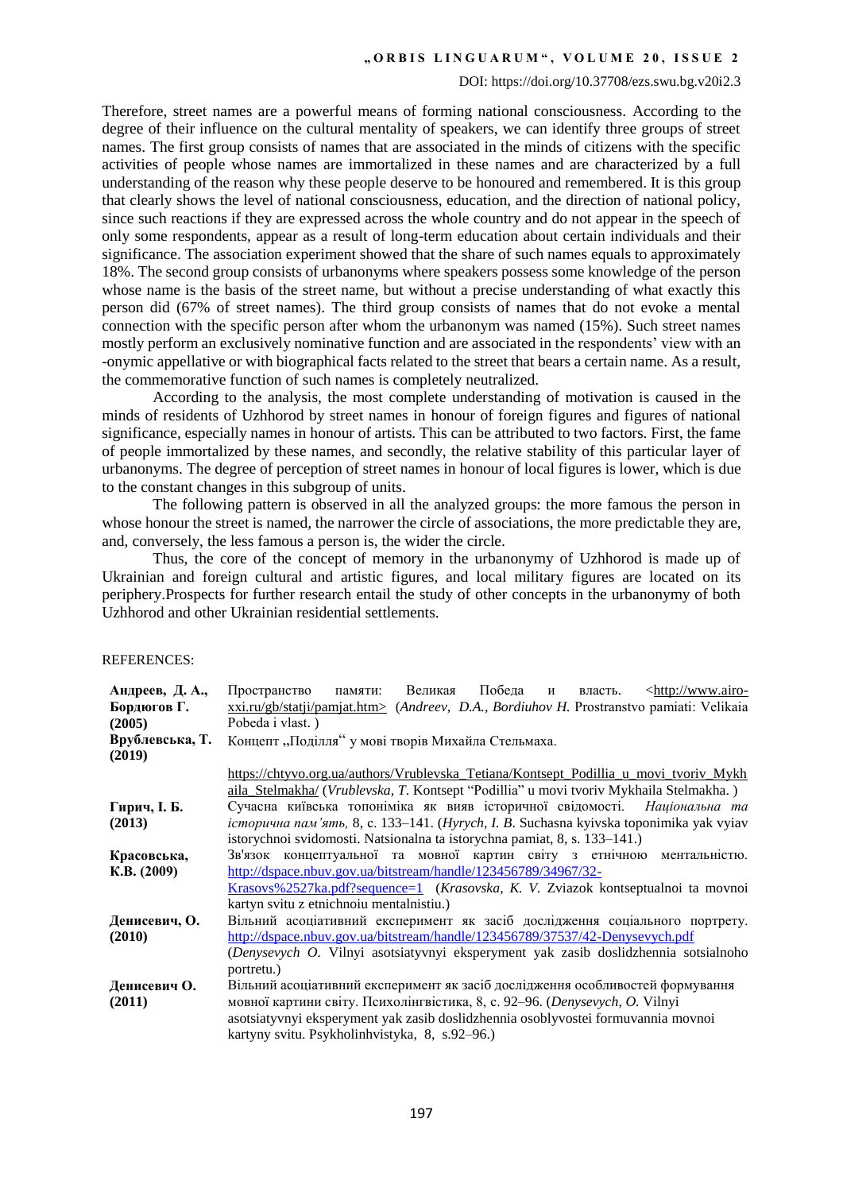Therefore, street names are a powerful means of forming national consciousness. According to the degree of their influence on the cultural mentality of speakers, we can identify three groups of street names. The first group consists of names that are associated in the minds of citizens with the specific activities of people whose names are immortalized in these names and are characterized by a full understanding of the reason why these people deserve to be honoured and remembered. It is this group that clearly shows the level of national consciousness, education, and the direction of national policy, since such reactions if they are expressed across the whole country and do not appear in the speech of only some respondents, appear as a result of long-term education about certain individuals and their significance. The association experiment showed that the share of such names equals to approximately 18%. The second group consists of urbanonyms where speakers possess some knowledge of the person whose name is the basis of the street name, but without a precise understanding of what exactly this person did (67% of street names). The third group consists of names that do not evoke a mental connection with the specific person after whom the urbanonym was named (15%). Such street names mostly perform an exclusively nominative function and are associated in the respondents' view with an -onymic appellative or with biographical facts related to the street that bears a certain name. As a result, the commemorative function of such names is completely neutralized.

According to the analysis, the most complete understanding of motivation is caused in the minds of residents of Uzhhorod by street names in honour of foreign figures and figures of national significance, especially names in honour of artists. This can be attributed to two factors. First, the fame of people immortalized by these names, and secondly, the relative stability of this particular layer of urbanonyms. The degree of perception of street names in honour of local figures is lower, which is due to the constant changes in this subgroup of units.

The following pattern is observed in all the analyzed groups: the more famous the person in whose honour the street is named, the narrower the circle of associations, the more predictable they are, and, conversely, the less famous a person is, the wider the circle.

Thus, the core of the concept of memory in the urbanonymy of Uzhhorod is made up of Ukrainian and foreign cultural and artistic figures, and local military figures are located on its periphery.Prospects for further research entail the study of other concepts in the urbanonymy of both Uzhhorod and other Ukrainian residential settlements.

REFERENCES:

| | |
|---|---|
| **Андреев, Д. А., Бордюгов Г. (2005)** | Пространство памяти: Великая Победа и власть. <http://www.airo-xxi.ru/gb/statji/pamjat.htm> (*Andreev, D.A., Bordiuhov H.* Prostranstvo pamiati: Velikaia Pobeda i vlast. ) |
| **Врублевська, Т. (2019)** | Концепт „Поділля" у мові творів Михайла Стельмаха. https://chtyvo.org.ua/authors/Vrublevska_Tetiana/Kontsept_Podillia_u_movi_tvoriv_Mykhaila_Stelmakha/ (*Vrublevska, T*. Kontsept "Podillia" u movi tvoriv Mykhaila Stelmakha. ) |
| **Гирич, І. Б. (2013)** | Сучасна київська топоніміка як вияв історичної свідомості. *Національна та історична пам'ять,* 8, с. 133–141. (*Hyrych, I. B*. Suchasna kyivska toponimika yak vyiav istorychnoi svidomosti. Natsionalna ta istorychna pamiat, 8, s. 133–141.) |
| **Красовська, К.В. (2009)** | Зв'язок концептуальної та мовної картин світу з етнічною ментальністю. http://dspace.nbuv.gov.ua/bitstream/handle/123456789/34967/32-Krasovs%2527ka.pdf?sequence=1 (*Krasovska, K. V*. Zviazok kontseptualnoi ta movnoi kartyn svitu z etnichnoiu mentalnistiu.) |
| **Денисевич, О. (2010)** | Вільний асоціативний експеримент як засіб дослідження соціального портрету. http://dspace.nbuv.gov.ua/bitstream/handle/123456789/37537/42-Denysevych.pdf (*Denysevych O.* Vilnyi asotsiatyvnyi eksperyment yak zasib doslidzhennia sotsialnoho portretu.) |
| **Денисевич О. (2011)** | Вільний асоціативний експеримент як засіб дослідження особливостей формування мовної картини світу. Психолінгвістика, 8, с. 92–96. (*Denysevych, O.* Vilnyi asotsiatyvnyi eksperyment yak zasib doslidzhennia osoblyvostei formuvannia movnoi kartyny svitu. Psykholinhvistyka, 8, s.92–96.) |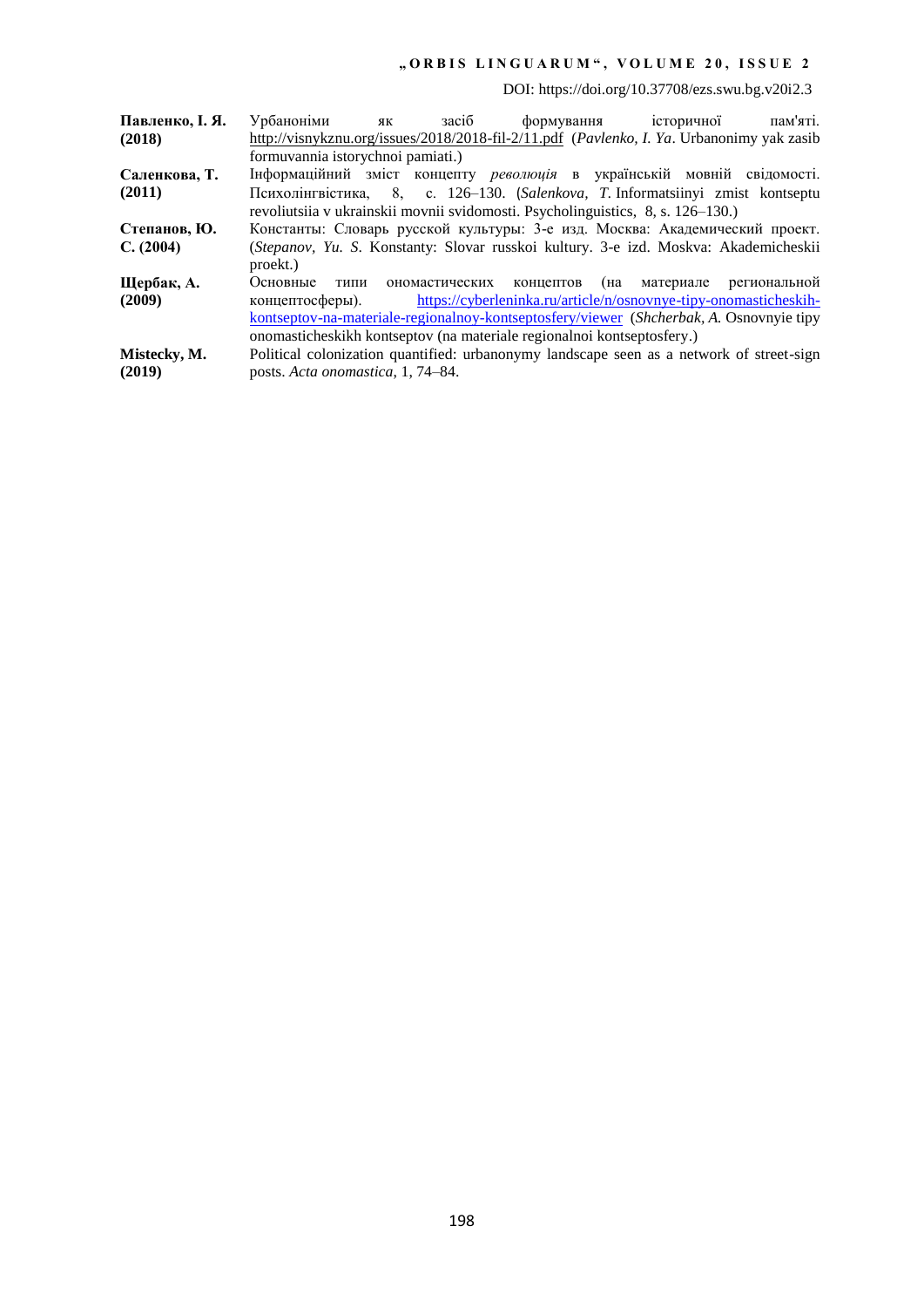**Павленко, І. Я. (2018)** Урбаноніми як засіб формування історичної пам'яті. http://visnykznu.org/issues/2018/2018-fil-2/11.pdf (*Pavlenko, I. Ya*. Urbanonimy yak zasib formuvannia istorychnoi pamiati.)

**Саленкова, Т. (2011)** Інформаційний зміст концепту *революція* в українській мовній свідомості. Психолінгвістика, 8, с. 126–130. (*Salenkova, T.* Informatsiinyi zmist kontseptu revoliutsiia v ukrainskii movnii svidomosti. Psycholinguistics, 8, s. 126–130.)

**Степанов, Ю. С. (2004)** Константы: Словарь русской культуры: 3-е изд. Москва: Академический проект. (*Stepanov, Yu. S*. Konstanty: Slovar russkoi kultury. 3-e izd. Moskva: Akademicheskii proekt.)

**Щербак, А. (2009)** Основные типи ономастических концептов (на материале региональной концептосферы). https://cyberleninka.ru/article/n/osnovnye-tipy-onomasticheskih-kontseptov-na-materiale-regionalnoy-kontseptosfery/viewer (*Shcherbak, A.* Osnovnyie tipy onomasticheskikh kontseptov (na materiale regionalnoi kontseptosfery.)

**Mistecky, M. (2019)** Political colonization quantified: urbanonymy landscape seen as a network of street-sign posts. *Acta onomastica*, 1, 74–84.